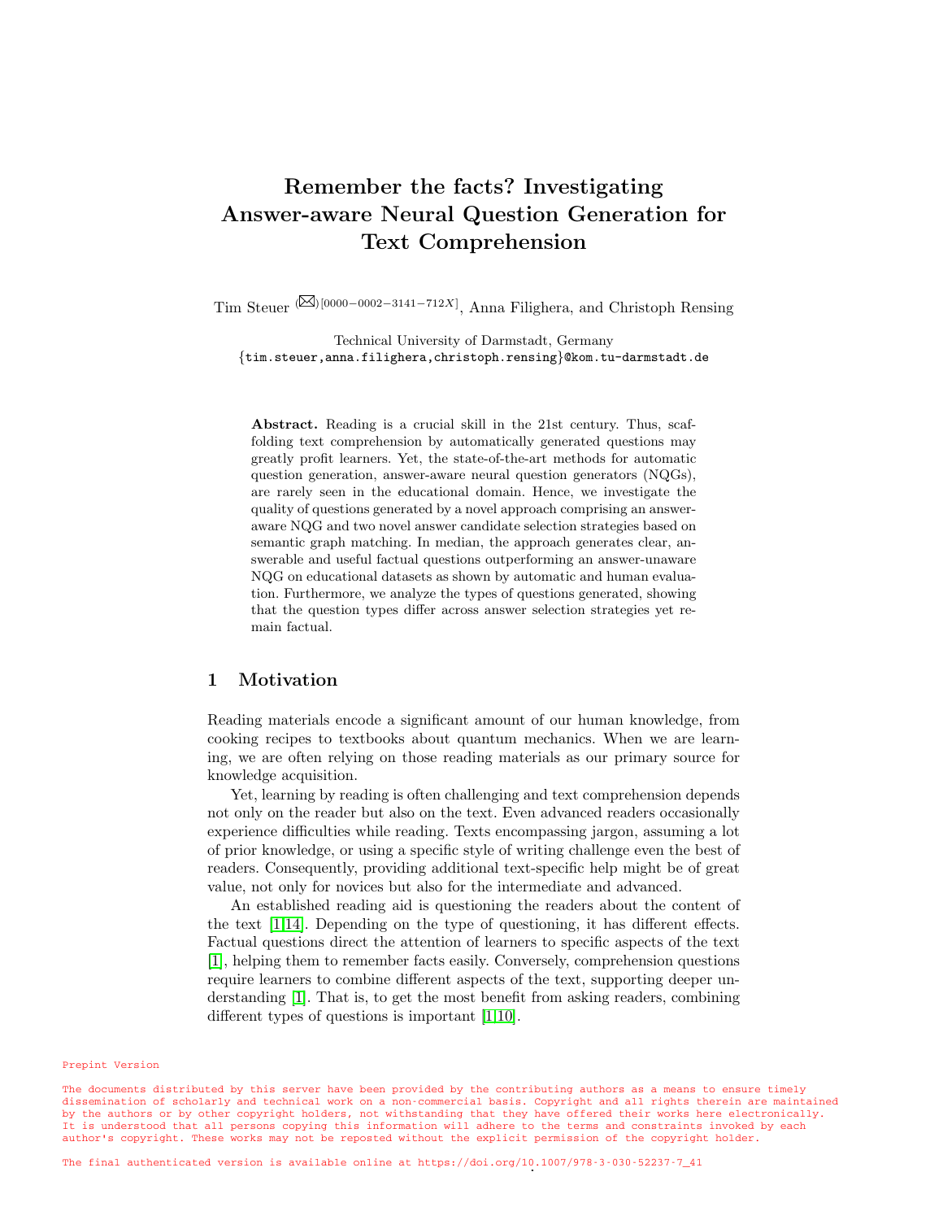# Remember the facts? Investigating Answer-aware Neural Question Generation for Text Comprehension

Tim Steuer (✉)[0000−0002−3141−712X], Anna Filighera, and Christoph Rensing

Technical University of Darmstadt, Germany
{tim.steuer,anna.filighera,christoph.rensing}@kom.tu-darmstadt.de

**Abstract.** Reading is a crucial skill in the 21st century. Thus, scaffolding text comprehension by automatically generated questions may greatly profit learners. Yet, the state-of-the-art methods for automatic question generation, answer-aware neural question generators (NQGs), are rarely seen in the educational domain. Hence, we investigate the quality of questions generated by a novel approach comprising an answer-aware NQG and two novel answer candidate selection strategies based on semantic graph matching. In median, the approach generates clear, answerable and useful factual questions outperforming an answer-unaware NQG on educational datasets as shown by automatic and human evaluation. Furthermore, we analyze the types of questions generated, showing that the question types differ across answer selection strategies yet remain factual.

## 1 Motivation

Reading materials encode a significant amount of our human knowledge, from cooking recipes to textbooks about quantum mechanics. When we are learning, we are often relying on those reading materials as our primary source for knowledge acquisition.

Yet, learning by reading is often challenging and text comprehension depends not only on the reader but also on the text. Even advanced readers occasionally experience difficulties while reading. Texts encompassing jargon, assuming a lot of prior knowledge, or using a specific style of writing challenge even the best of readers. Consequently, providing additional text-specific help might be of great value, not only for novices but also for the intermediate and advanced.

An established reading aid is questioning the readers about the content of the text [1,14]. Depending on the type of questioning, it has different effects. Factual questions direct the attention of learners to specific aspects of the text [1], helping them to remember facts easily. Conversely, comprehension questions require learners to combine different aspects of the text, supporting deeper understanding [1]. That is, to get the most benefit from asking readers, combining different types of questions is important [1,10].

Prepint Version

The documents distributed by this server have been provided by the contributing authors as a means to ensure timely dissemination of scholarly and technical work on a non-commercial basis. Copyright and all rights therein are maintained by the authors or by other copyright holders, not withstanding that they have offered their works here electronically. It is understood that all persons copying this information will adhere to the terms and constraints invoked by each author's copyright. These works may not be reposted without the explicit permission of the copyright holder.

The final authenticated version is available online at https://doi.org/10.1007/978-3-030-52237-7_41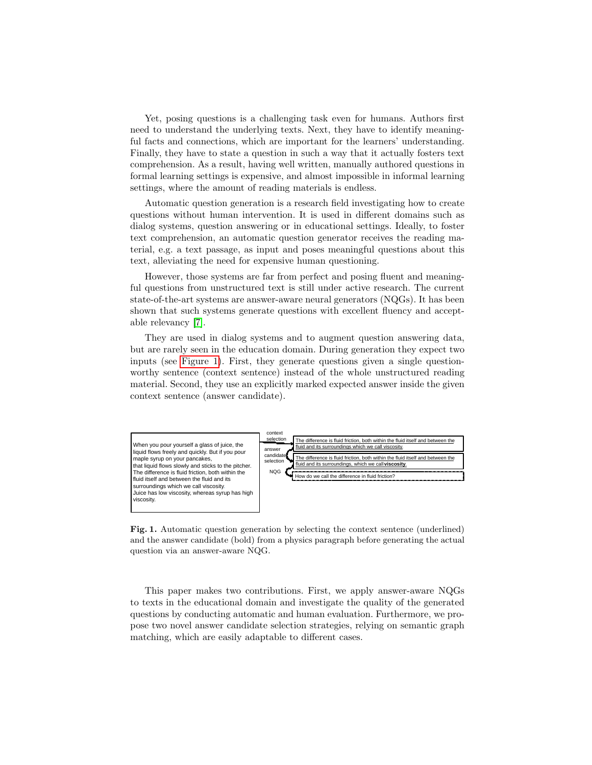Yet, posing questions is a challenging task even for humans. Authors first need to understand the underlying texts. Next, they have to identify meaningful facts and connections, which are important for the learners' understanding. Finally, they have to state a question in such a way that it actually fosters text comprehension. As a result, having well written, manually authored questions in formal learning settings is expensive, and almost impossible in informal learning settings, where the amount of reading materials is endless.

Automatic question generation is a research field investigating how to create questions without human intervention. It is used in different domains such as dialog systems, question answering or in educational settings. Ideally, to foster text comprehension, an automatic question generator receives the reading material, e.g. a text passage, as input and poses meaningful questions about this text, alleviating the need for expensive human questioning.

However, those systems are far from perfect and posing fluent and meaningful questions from unstructured text is still under active research. The current state-of-the-art systems are answer-aware neural generators (NQGs). It has been shown that such systems generate questions with excellent fluency and acceptable relevancy [7].

They are used in dialog systems and to augment question answering data, but are rarely seen in the education domain. During generation they expect two inputs (see Figure 1). First, they generate questions given a single question-worthy sentence (context sentence) instead of the whole unstructured reading material. Second, they use an explicitly marked expected answer inside the given context sentence (answer candidate).

When you pour yourself a glass of juice, the liquid flows freely and quickly. But if you pour maple syrup on your pancakes, that liquid flows slowly and sticks to the pitcher. The difference is fluid friction, both within the fluid itself and between the fluid and its surroundings which we call viscosity. Juice has low viscosity, whereas syrup has high viscosity.

context selection

The difference is fluid friction, both within the fluid itself and between the fluid and its surroundings which we call viscosity.

answer candidate selection

The difference is fluid friction, both within the fluid itself and between the fluid and its surroundings, which we call **viscosity**.

NQG

How do we call the difference in fluid friction?

**Fig. 1.** Automatic question generation by selecting the context sentence (underlined) and the answer candidate (bold) from a physics paragraph before generating the actual question via an answer-aware NQG.

This paper makes two contributions. First, we apply answer-aware NQGs to texts in the educational domain and investigate the quality of the generated questions by conducting automatic and human evaluation. Furthermore, we propose two novel answer candidate selection strategies, relying on semantic graph matching, which are easily adaptable to different cases.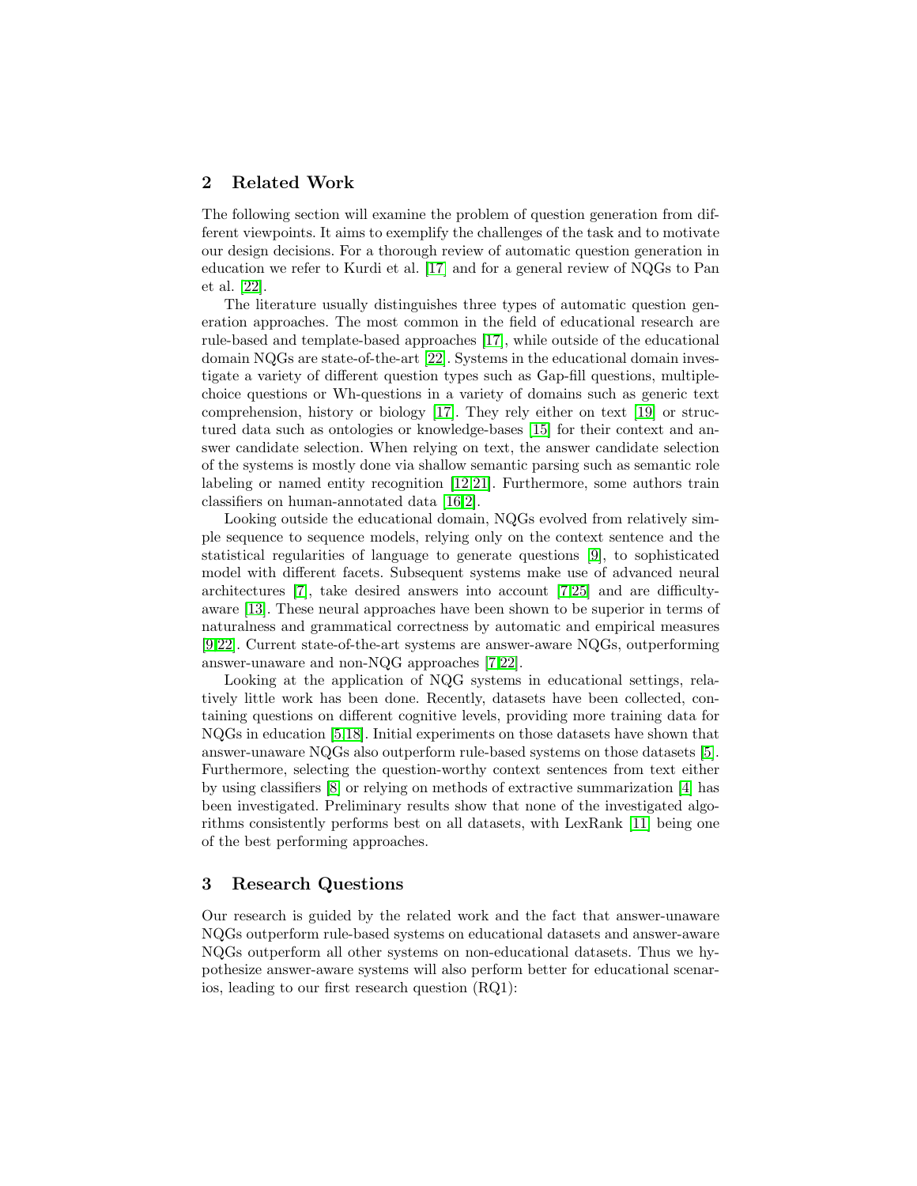## 2 Related Work

The following section will examine the problem of question generation from different viewpoints. It aims to exemplify the challenges of the task and to motivate our design decisions. For a thorough review of automatic question generation in education we refer to Kurdi et al. [17] and for a general review of NQGs to Pan et al. [22].

The literature usually distinguishes three types of automatic question generation approaches. The most common in the field of educational research are rule-based and template-based approaches [17], while outside of the educational domain NQGs are state-of-the-art [22]. Systems in the educational domain investigate a variety of different question types such as Gap-fill questions, multiple-choice questions or Wh-questions in a variety of domains such as generic text comprehension, history or biology [17]. They rely either on text [19] or structured data such as ontologies or knowledge-bases [15] for their context and answer candidate selection. When relying on text, the answer candidate selection of the systems is mostly done via shallow semantic parsing such as semantic role labeling or named entity recognition [12,21]. Furthermore, some authors train classifiers on human-annotated data [16,2].

Looking outside the educational domain, NQGs evolved from relatively simple sequence to sequence models, relying only on the context sentence and the statistical regularities of language to generate questions [9], to sophisticated model with different facets. Subsequent systems make use of advanced neural architectures [7], take desired answers into account [7,25] and are difficulty-aware [13]. These neural approaches have been shown to be superior in terms of naturalness and grammatical correctness by automatic and empirical measures [9,22]. Current state-of-the-art systems are answer-aware NQGs, outperforming answer-unaware and non-NQG approaches [7,22].

Looking at the application of NQG systems in educational settings, relatively little work has been done. Recently, datasets have been collected, containing questions on different cognitive levels, providing more training data for NQGs in education [5,18]. Initial experiments on those datasets have shown that answer-unaware NQGs also outperform rule-based systems on those datasets [5]. Furthermore, selecting the question-worthy context sentences from text either by using classifiers [8] or relying on methods of extractive summarization [4] has been investigated. Preliminary results show that none of the investigated algorithms consistently performs best on all datasets, with LexRank [11] being one of the best performing approaches.

## 3 Research Questions

Our research is guided by the related work and the fact that answer-unaware NQGs outperform rule-based systems on educational datasets and answer-aware NQGs outperform all other systems on non-educational datasets. Thus we hypothesize answer-aware systems will also perform better for educational scenarios, leading to our first research question (RQ1):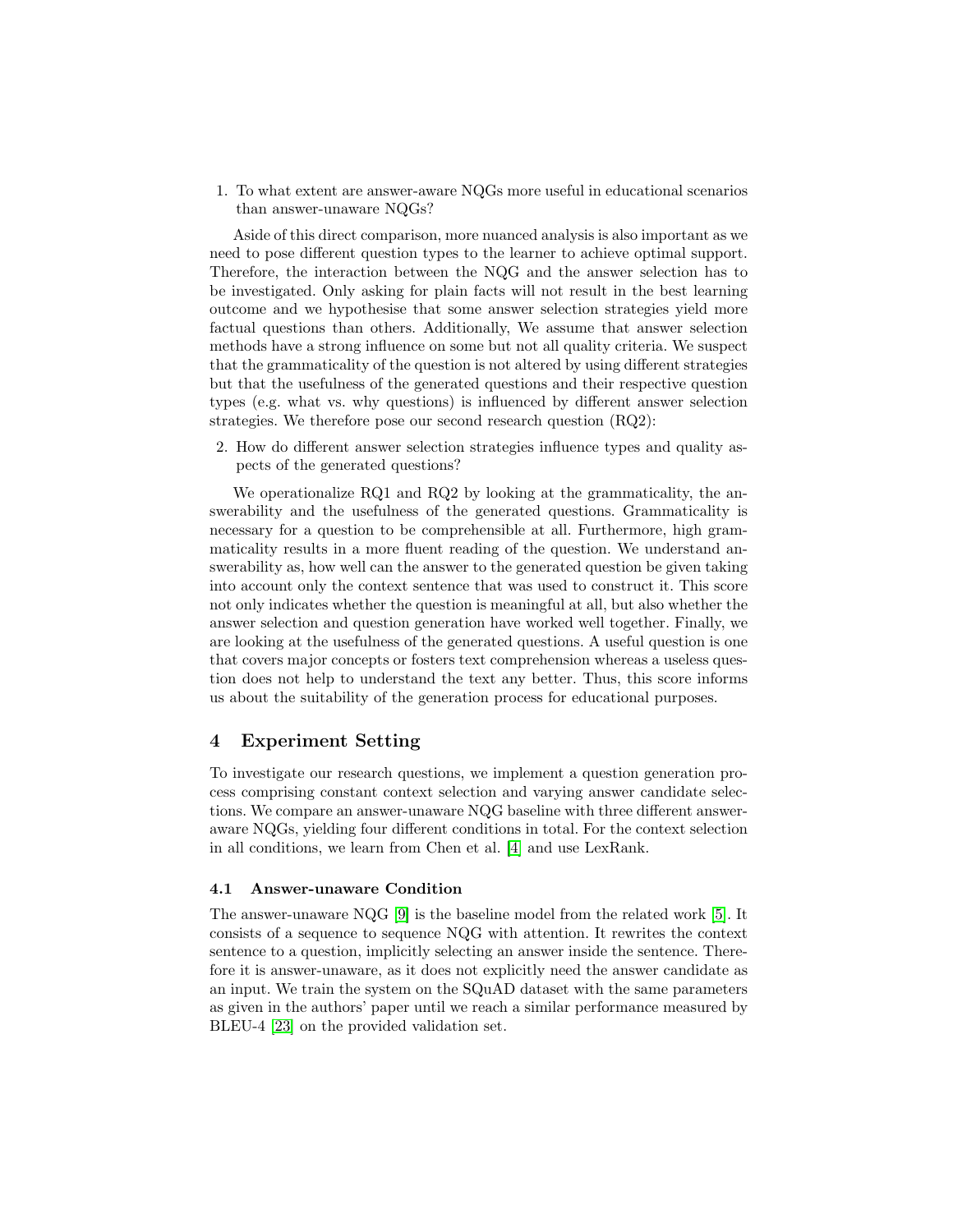1. To what extent are answer-aware NQGs more useful in educational scenarios than answer-unaware NQGs?

Aside of this direct comparison, more nuanced analysis is also important as we need to pose different question types to the learner to achieve optimal support. Therefore, the interaction between the NQG and the answer selection has to be investigated. Only asking for plain facts will not result in the best learning outcome and we hypothesise that some answer selection strategies yield more factual questions than others. Additionally, We assume that answer selection methods have a strong influence on some but not all quality criteria. We suspect that the grammaticality of the question is not altered by using different strategies but that the usefulness of the generated questions and their respective question types (e.g. what vs. why questions) is influenced by different answer selection strategies. We therefore pose our second research question (RQ2):

2. How do different answer selection strategies influence types and quality aspects of the generated questions?

We operationalize RQ1 and RQ2 by looking at the grammaticality, the answerability and the usefulness of the generated questions. Grammaticality is necessary for a question to be comprehensible at all. Furthermore, high grammaticality results in a more fluent reading of the question. We understand answerability as, how well can the answer to the generated question be given taking into account only the context sentence that was used to construct it. This score not only indicates whether the question is meaningful at all, but also whether the answer selection and question generation have worked well together. Finally, we are looking at the usefulness of the generated questions. A useful question is one that covers major concepts or fosters text comprehension whereas a useless question does not help to understand the text any better. Thus, this score informs us about the suitability of the generation process for educational purposes.

## 4 Experiment Setting

To investigate our research questions, we implement a question generation process comprising constant context selection and varying answer candidate selections. We compare an answer-unaware NQG baseline with three different answer-aware NQGs, yielding four different conditions in total. For the context selection in all conditions, we learn from Chen et al. [4] and use LexRank.

### 4.1 Answer-unaware Condition

The answer-unaware NQG [9] is the baseline model from the related work [5]. It consists of a sequence to sequence NQG with attention. It rewrites the context sentence to a question, implicitly selecting an answer inside the sentence. Therefore it is answer-unaware, as it does not explicitly need the answer candidate as an input. We train the system on the SQuAD dataset with the same parameters as given in the authors' paper until we reach a similar performance measured by BLEU-4 [23] on the provided validation set.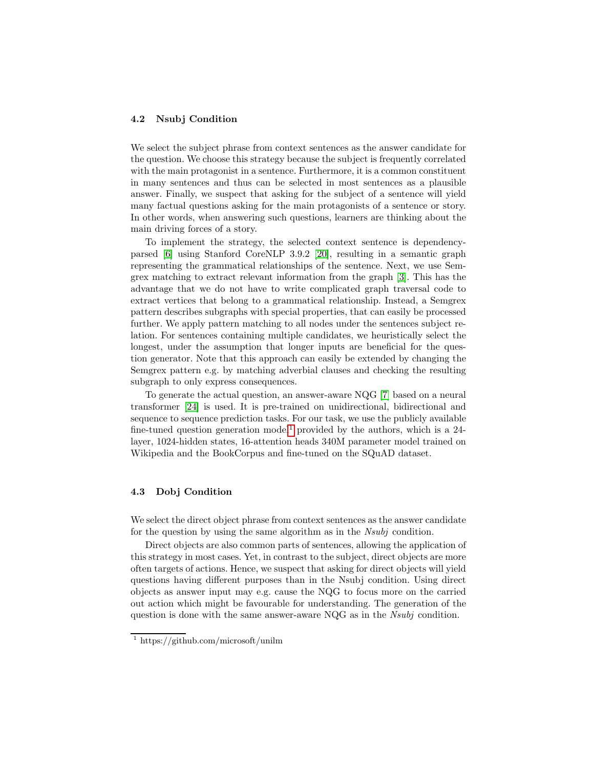### 4.2 Nsubj Condition

We select the subject phrase from context sentences as the answer candidate for the question. We choose this strategy because the subject is frequently correlated with the main protagonist in a sentence. Furthermore, it is a common constituent in many sentences and thus can be selected in most sentences as a plausible answer. Finally, we suspect that asking for the subject of a sentence will yield many factual questions asking for the main protagonists of a sentence or story. In other words, when answering such questions, learners are thinking about the main driving forces of a story.

To implement the strategy, the selected context sentence is dependency-parsed [6] using Stanford CoreNLP 3.9.2 [20], resulting in a semantic graph representing the grammatical relationships of the sentence. Next, we use Semgrex matching to extract relevant information from the graph [3]. This has the advantage that we do not have to write complicated graph traversal code to extract vertices that belong to a grammatical relationship. Instead, a Semgrex pattern describes subgraphs with special properties, that can easily be processed further. We apply pattern matching to all nodes under the sentences subject relation. For sentences containing multiple candidates, we heuristically select the longest, under the assumption that longer inputs are beneficial for the question generator. Note that this approach can easily be extended by changing the Semgrex pattern e.g. by matching adverbial clauses and checking the resulting subgraph to only express consequences.

To generate the actual question, an answer-aware NQG [7] based on a neural transformer [24] is used. It is pre-trained on unidirectional, bidirectional and sequence to sequence prediction tasks. For our task, we use the publicly available fine-tuned question generation model[1] provided by the authors, which is a 24-layer, 1024-hidden states, 16-attention heads 340M parameter model trained on Wikipedia and the BookCorpus and fine-tuned on the SQuAD dataset.

### 4.3 Dobj Condition

We select the direct object phrase from context sentences as the answer candidate for the question by using the same algorithm as in the *Nsubj* condition.

Direct objects are also common parts of sentences, allowing the application of this strategy in most cases. Yet, in contrast to the subject, direct objects are more often targets of actions. Hence, we suspect that asking for direct objects will yield questions having different purposes than in the Nsubj condition. Using direct objects as answer input may e.g. cause the NQG to focus more on the carried out action which might be favourable for understanding. The generation of the question is done with the same answer-aware NQG as in the *Nsubj* condition.

[1] https://github.com/microsoft/unilm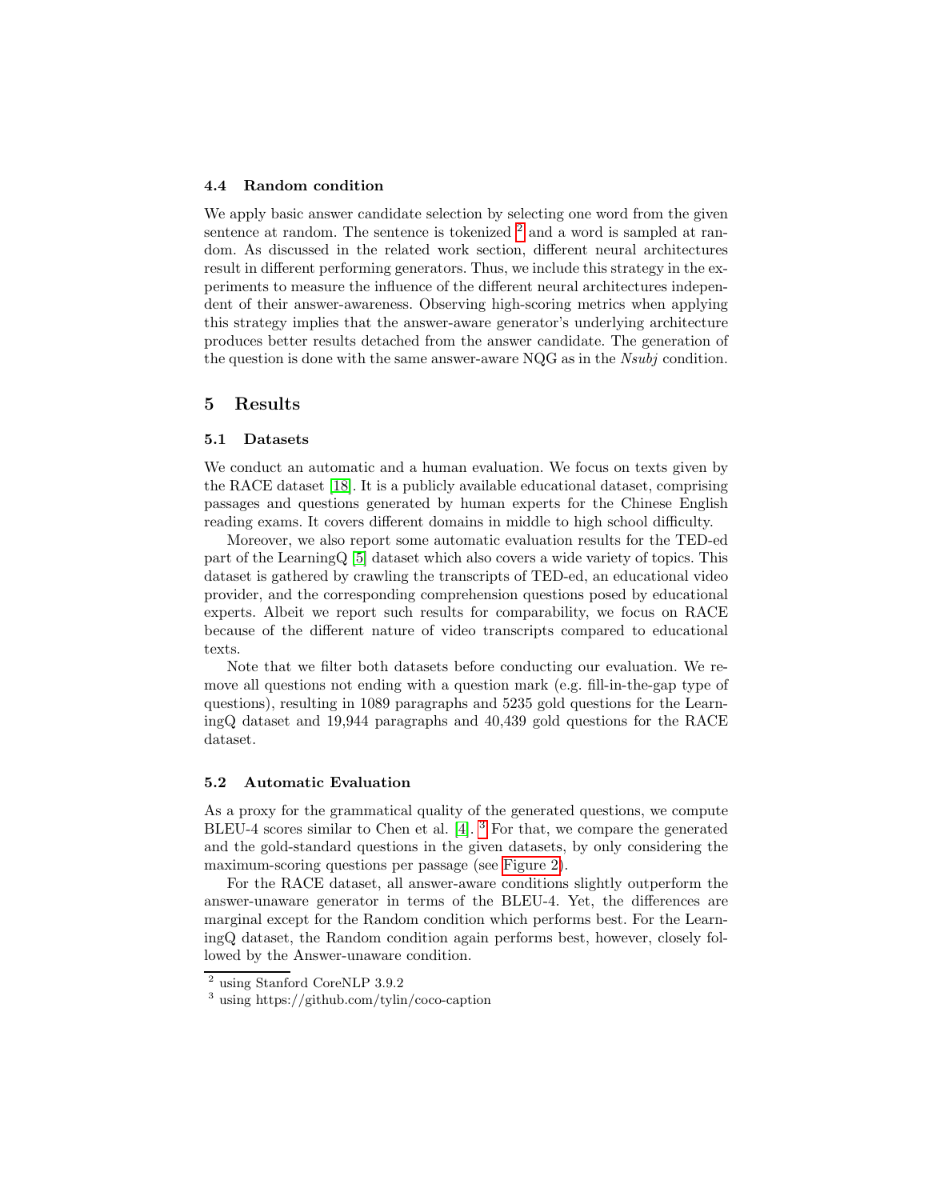### 4.4 Random condition

We apply basic answer candidate selection by selecting one word from the given sentence at random. The sentence is tokenized [2] and a word is sampled at random. As discussed in the related work section, different neural architectures result in different performing generators. Thus, we include this strategy in the experiments to measure the influence of the different neural architectures independent of their answer-awareness. Observing high-scoring metrics when applying this strategy implies that the answer-aware generator's underlying architecture produces better results detached from the answer candidate. The generation of the question is done with the same answer-aware NQG as in the *Nsubj* condition.

## 5 Results

### 5.1 Datasets

We conduct an automatic and a human evaluation. We focus on texts given by the RACE dataset [18]. It is a publicly available educational dataset, comprising passages and questions generated by human experts for the Chinese English reading exams. It covers different domains in middle to high school difficulty.

Moreover, we also report some automatic evaluation results for the TED-ed part of the LearningQ [5] dataset which also covers a wide variety of topics. This dataset is gathered by crawling the transcripts of TED-ed, an educational video provider, and the corresponding comprehension questions posed by educational experts. Albeit we report such results for comparability, we focus on RACE because of the different nature of video transcripts compared to educational texts.

Note that we filter both datasets before conducting our evaluation. We remove all questions not ending with a question mark (e.g. fill-in-the-gap type of questions), resulting in 1089 paragraphs and 5235 gold questions for the LearningQ dataset and 19,944 paragraphs and 40,439 gold questions for the RACE dataset.

### 5.2 Automatic Evaluation

As a proxy for the grammatical quality of the generated questions, we compute BLEU-4 scores similar to Chen et al. [4]. [3] For that, we compare the generated and the gold-standard questions in the given datasets, by only considering the maximum-scoring questions per passage (see Figure 2).

For the RACE dataset, all answer-aware conditions slightly outperform the answer-unaware generator in terms of the BLEU-4. Yet, the differences are marginal except for the Random condition which performs best. For the LearningQ dataset, the Random condition again performs best, however, closely followed by the Answer-unaware condition.

[2] using Stanford CoreNLP 3.9.2

[3] using https://github.com/tylin/coco-caption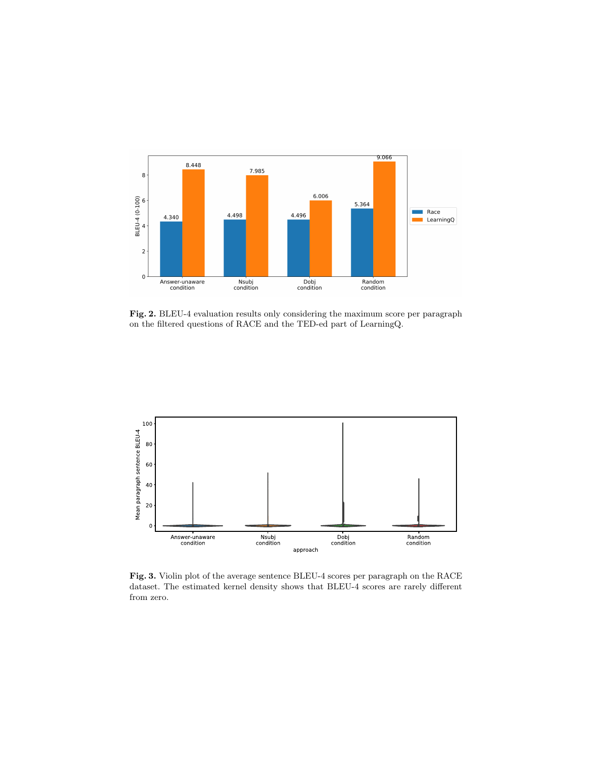**Fig. 2.** BLEU-4 evaluation results only considering the maximum score per paragraph on the filtered questions of RACE and the TED-ed part of LearningQ.

**Fig. 3.** Violin plot of the average sentence BLEU-4 scores per paragraph on the RACE dataset. The estimated kernel density shows that BLEU-4 scores are rarely different from zero.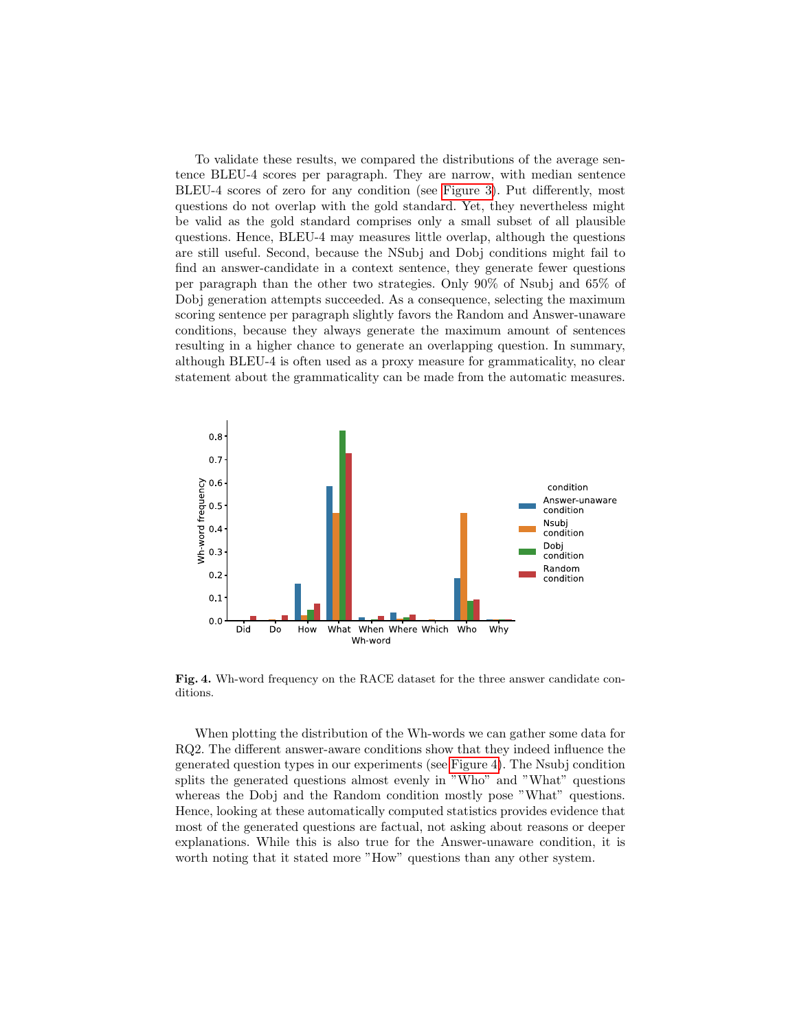To validate these results, we compared the distributions of the average sentence BLEU-4 scores per paragraph. They are narrow, with median sentence BLEU-4 scores of zero for any condition (see Figure 3). Put differently, most questions do not overlap with the gold standard. Yet, they nevertheless might be valid as the gold standard comprises only a small subset of all plausible questions. Hence, BLEU-4 may measures little overlap, although the questions are still useful. Second, because the NSubj and Dobj conditions might fail to find an answer-candidate in a context sentence, they generate fewer questions per paragraph than the other two strategies. Only 90% of Nsubj and 65% of Dobj generation attempts succeeded. As a consequence, selecting the maximum scoring sentence per paragraph slightly favors the Random and Answer-unaware conditions, because they always generate the maximum amount of sentences resulting in a higher chance to generate an overlapping question. In summary, although BLEU-4 is often used as a proxy measure for grammaticality, no clear statement about the grammaticality can be made from the automatic measures.

**Fig. 4.** Wh-word frequency on the RACE dataset for the three answer candidate conditions.

When plotting the distribution of the Wh-words we can gather some data for RQ2. The different answer-aware conditions show that they indeed influence the generated question types in our experiments (see Figure 4). The Nsubj condition splits the generated questions almost evenly in "Who" and "What" questions whereas the Dobj and the Random condition mostly pose "What" questions. Hence, looking at these automatically computed statistics provides evidence that most of the generated questions are factual, not asking about reasons or deeper explanations. While this is also true for the Answer-unaware condition, it is worth noting that it stated more "How" questions than any other system.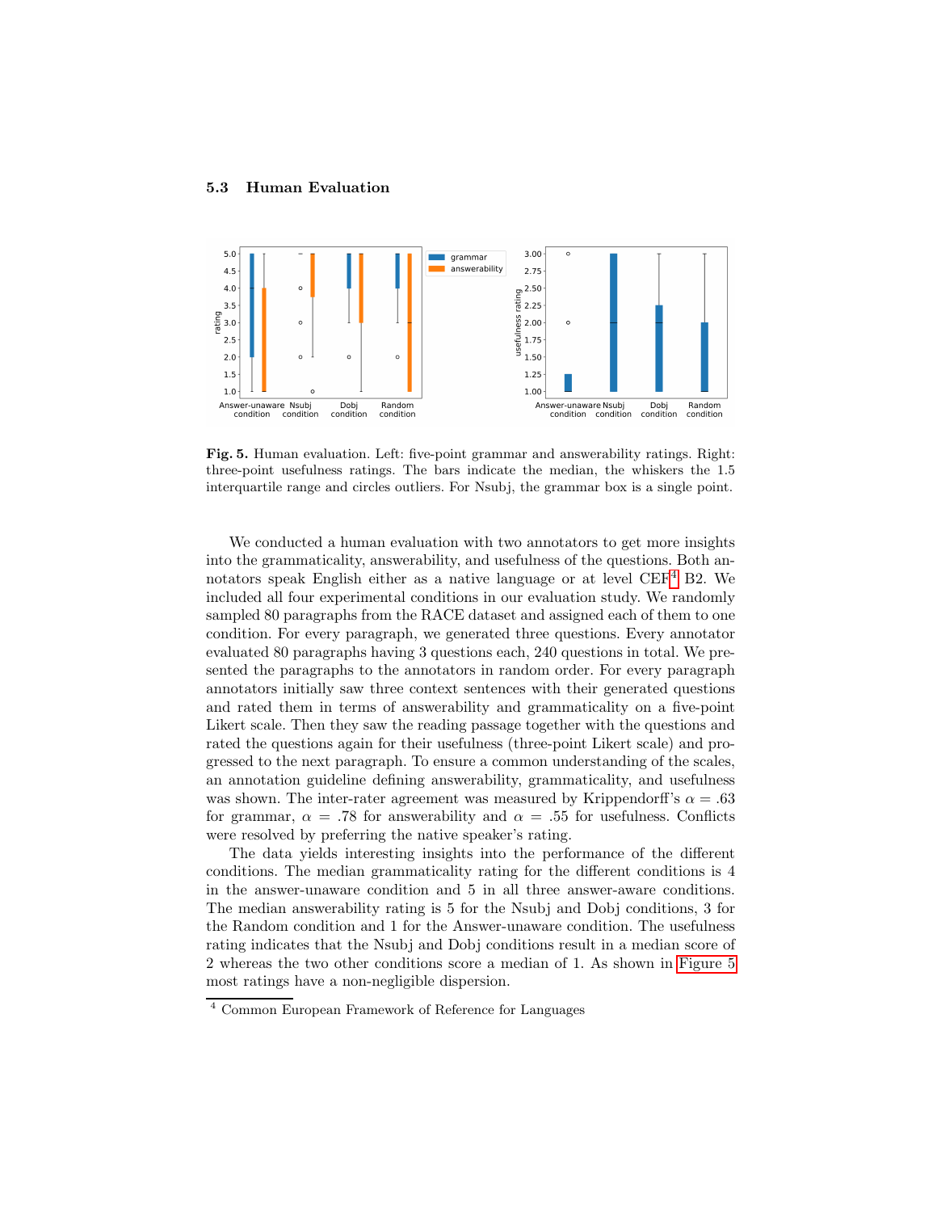### 5.3 Human Evaluation

**Fig. 5.** Human evaluation. Left: five-point grammar and answerability ratings. Right: three-point usefulness ratings. The bars indicate the median, the whiskers the 1.5 interquartile range and circles outliers. For Nsubj, the grammar box is a single point.

We conducted a human evaluation with two annotators to get more insights into the grammaticality, answerability, and usefulness of the questions. Both annotators speak English either as a native language or at level CEF[4] B2. We included all four experimental conditions in our evaluation study. We randomly sampled 80 paragraphs from the RACE dataset and assigned each of them to one condition. For every paragraph, we generated three questions. Every annotator evaluated 80 paragraphs having 3 questions each, 240 questions in total. We presented the paragraphs to the annotators in random order. For every paragraph annotators initially saw three context sentences with their generated questions and rated them in terms of answerability and grammaticality on a five-point Likert scale. Then they saw the reading passage together with the questions and rated the questions again for their usefulness (three-point Likert scale) and progressed to the next paragraph. To ensure a common understanding of the scales, an annotation guideline defining answerability, grammaticality, and usefulness was shown. The inter-rater agreement was measured by Krippendorff's $\alpha = .63$ for grammar, $\alpha = .78$ for answerability and $\alpha = .55$ for usefulness. Conflicts were resolved by preferring the native speaker's rating.

The data yields interesting insights into the performance of the different conditions. The median grammaticality rating for the different conditions is 4 in the answer-unaware condition and 5 in all three answer-aware conditions. The median answerability rating is 5 for the Nsubj and Dobj conditions, 3 for the Random condition and 1 for the Answer-unaware condition. The usefulness rating indicates that the Nsubj and Dobj conditions result in a median score of 2 whereas the two other conditions score a median of 1. As shown in Figure 5 most ratings have a non-negligible dispersion.

[4] Common European Framework of Reference for Languages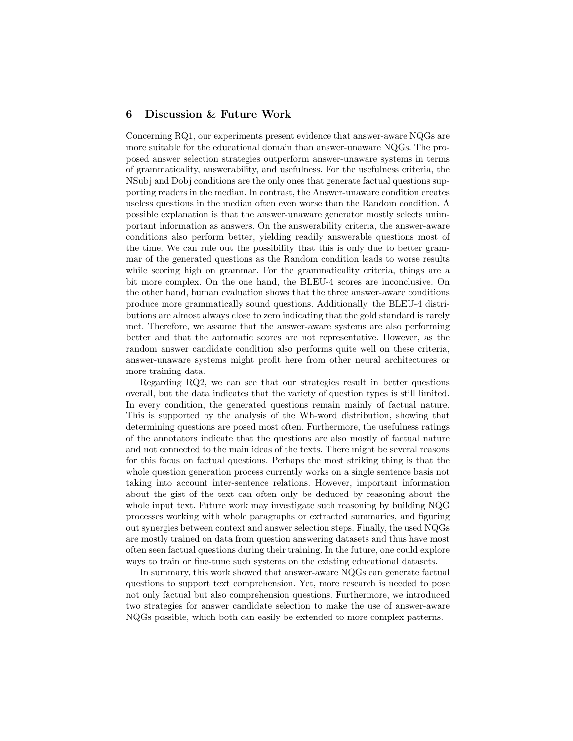## 6 Discussion & Future Work

Concerning RQ1, our experiments present evidence that answer-aware NQGs are more suitable for the educational domain than answer-unaware NQGs. The proposed answer selection strategies outperform answer-unaware systems in terms of grammaticality, answerability, and usefulness. For the usefulness criteria, the NSubj and Dobj conditions are the only ones that generate factual questions supporting readers in the median. In contrast, the Answer-unaware condition creates useless questions in the median often even worse than the Random condition. A possible explanation is that the answer-unaware generator mostly selects unimportant information as answers. On the answerability criteria, the answer-aware conditions also perform better, yielding readily answerable questions most of the time. We can rule out the possibility that this is only due to better grammar of the generated questions as the Random condition leads to worse results while scoring high on grammar. For the grammaticality criteria, things are a bit more complex. On the one hand, the BLEU-4 scores are inconclusive. On the other hand, human evaluation shows that the three answer-aware conditions produce more grammatically sound questions. Additionally, the BLEU-4 distributions are almost always close to zero indicating that the gold standard is rarely met. Therefore, we assume that the answer-aware systems are also performing better and that the automatic scores are not representative. However, as the random answer candidate condition also performs quite well on these criteria, answer-unaware systems might profit here from other neural architectures or more training data.

Regarding RQ2, we can see that our strategies result in better questions overall, but the data indicates that the variety of question types is still limited. In every condition, the generated questions remain mainly of factual nature. This is supported by the analysis of the Wh-word distribution, showing that determining questions are posed most often. Furthermore, the usefulness ratings of the annotators indicate that the questions are also mostly of factual nature and not connected to the main ideas of the texts. There might be several reasons for this focus on factual questions. Perhaps the most striking thing is that the whole question generation process currently works on a single sentence basis not taking into account inter-sentence relations. However, important information about the gist of the text can often only be deduced by reasoning about the whole input text. Future work may investigate such reasoning by building NQG processes working with whole paragraphs or extracted summaries, and figuring out synergies between context and answer selection steps. Finally, the used NQGs are mostly trained on data from question answering datasets and thus have most often seen factual questions during their training. In the future, one could explore ways to train or fine-tune such systems on the existing educational datasets.

In summary, this work showed that answer-aware NQGs can generate factual questions to support text comprehension. Yet, more research is needed to pose not only factual but also comprehension questions. Furthermore, we introduced two strategies for answer candidate selection to make the use of answer-aware NQGs possible, which both can easily be extended to more complex patterns.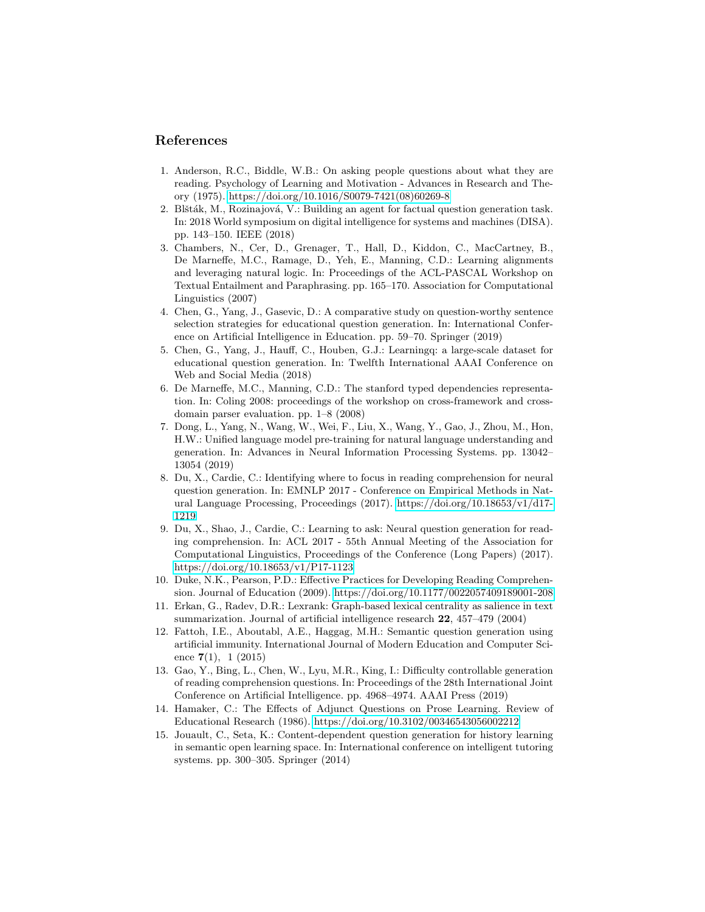# References

1. Anderson, R.C., Biddle, W.B.: On asking people questions about what they are reading. Psychology of Learning and Motivation - Advances in Research and Theory (1975). https://doi.org/10.1016/S0079-7421(08)60269-8
2. Blšták, M., Rozinajová, V.: Building an agent for factual question generation task. In: 2018 World symposium on digital intelligence for systems and machines (DISA). pp. 143–150. IEEE (2018)
3. Chambers, N., Cer, D., Grenager, T., Hall, D., Kiddon, C., MacCartney, B., De Marneffe, M.C., Ramage, D., Yeh, E., Manning, C.D.: Learning alignments and leveraging natural logic. In: Proceedings of the ACL-PASCAL Workshop on Textual Entailment and Paraphrasing. pp. 165–170. Association for Computational Linguistics (2007)
4. Chen, G., Yang, J., Gasevic, D.: A comparative study on question-worthy sentence selection strategies for educational question generation. In: International Conference on Artificial Intelligence in Education. pp. 59–70. Springer (2019)
5. Chen, G., Yang, J., Hauff, C., Houben, G.J.: Learningq: a large-scale dataset for educational question generation. In: Twelfth International AAAI Conference on Web and Social Media (2018)
6. De Marneffe, M.C., Manning, C.D.: The stanford typed dependencies representation. In: Coling 2008: proceedings of the workshop on cross-framework and cross-domain parser evaluation. pp. 1–8 (2008)
7. Dong, L., Yang, N., Wang, W., Wei, F., Liu, X., Wang, Y., Gao, J., Zhou, M., Hon, H.W.: Unified language model pre-training for natural language understanding and generation. In: Advances in Neural Information Processing Systems. pp. 13042–13054 (2019)
8. Du, X., Cardie, C.: Identifying where to focus in reading comprehension for neural question generation. In: EMNLP 2017 - Conference on Empirical Methods in Natural Language Processing, Proceedings (2017). https://doi.org/10.18653/v1/d17-1219
9. Du, X., Shao, J., Cardie, C.: Learning to ask: Neural question generation for reading comprehension. In: ACL 2017 - 55th Annual Meeting of the Association for Computational Linguistics, Proceedings of the Conference (Long Papers) (2017). https://doi.org/10.18653/v1/P17-1123
10. Duke, N.K., Pearson, P.D.: Effective Practices for Developing Reading Comprehension. Journal of Education (2009). https://doi.org/10.1177/0022057409189001-208
11. Erkan, G., Radev, D.R.: Lexrank: Graph-based lexical centrality as salience in text summarization. Journal of artificial intelligence research **22**, 457–479 (2004)
12. Fattoh, I.E., Aboutabl, A.E., Haggag, M.H.: Semantic question generation using artificial immunity. International Journal of Modern Education and Computer Science **7**(1), 1 (2015)
13. Gao, Y., Bing, L., Chen, W., Lyu, M.R., King, I.: Difficulty controllable generation of reading comprehension questions. In: Proceedings of the 28th International Joint Conference on Artificial Intelligence. pp. 4968–4974. AAAI Press (2019)
14. Hamaker, C.: The Effects of Adjunct Questions on Prose Learning. Review of Educational Research (1986). https://doi.org/10.3102/00346543056002212
15. Jouault, C., Seta, K.: Content-dependent question generation for history learning in semantic open learning space. In: International conference on intelligent tutoring systems. pp. 300–305. Springer (2014)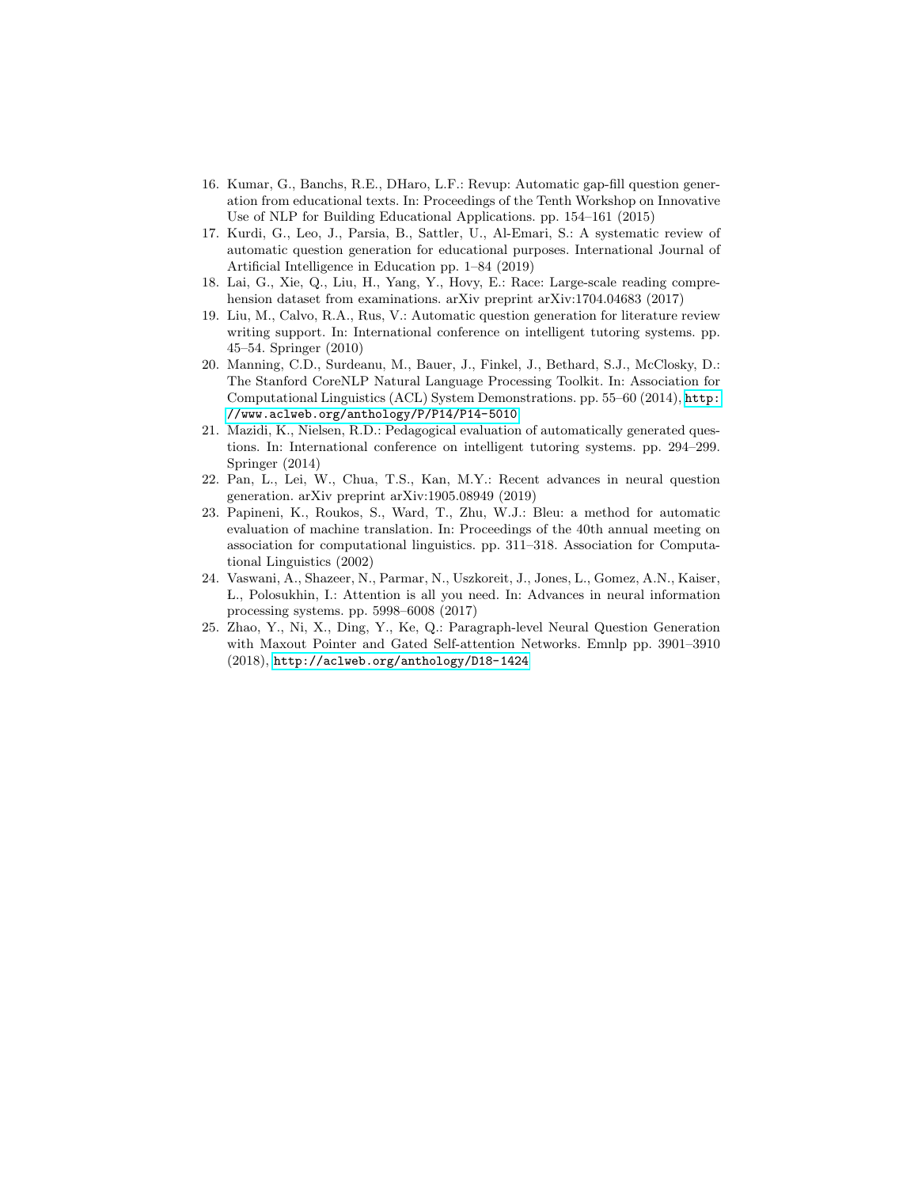16. Kumar, G., Banchs, R.E., DHaro, L.F.: Revup: Automatic gap-fill question generation from educational texts. In: Proceedings of the Tenth Workshop on Innovative Use of NLP for Building Educational Applications. pp. 154–161 (2015)
17. Kurdi, G., Leo, J., Parsia, B., Sattler, U., Al-Emari, S.: A systematic review of automatic question generation for educational purposes. International Journal of Artificial Intelligence in Education pp. 1–84 (2019)
18. Lai, G., Xie, Q., Liu, H., Yang, Y., Hovy, E.: Race: Large-scale reading comprehension dataset from examinations. arXiv preprint arXiv:1704.04683 (2017)
19. Liu, M., Calvo, R.A., Rus, V.: Automatic question generation for literature review writing support. In: International conference on intelligent tutoring systems. pp. 45–54. Springer (2010)
20. Manning, C.D., Surdeanu, M., Bauer, J., Finkel, J., Bethard, S.J., McClosky, D.: The Stanford CoreNLP Natural Language Processing Toolkit. In: Association for Computational Linguistics (ACL) System Demonstrations. pp. 55–60 (2014), http://www.aclweb.org/anthology/P/P14/P14-5010
21. Mazidi, K., Nielsen, R.D.: Pedagogical evaluation of automatically generated questions. In: International conference on intelligent tutoring systems. pp. 294–299. Springer (2014)
22. Pan, L., Lei, W., Chua, T.S., Kan, M.Y.: Recent advances in neural question generation. arXiv preprint arXiv:1905.08949 (2019)
23. Papineni, K., Roukos, S., Ward, T., Zhu, W.J.: Bleu: a method for automatic evaluation of machine translation. In: Proceedings of the 40th annual meeting on association for computational linguistics. pp. 311–318. Association for Computational Linguistics (2002)
24. Vaswani, A., Shazeer, N., Parmar, N., Uszkoreit, J., Jones, L., Gomez, A.N., Kaiser, Ł., Polosukhin, I.: Attention is all you need. In: Advances in neural information processing systems. pp. 5998–6008 (2017)
25. Zhao, Y., Ni, X., Ding, Y., Ke, Q.: Paragraph-level Neural Question Generation with Maxout Pointer and Gated Self-attention Networks. Emnlp pp. 3901–3910 (2018), http://aclweb.org/anthology/D18-1424